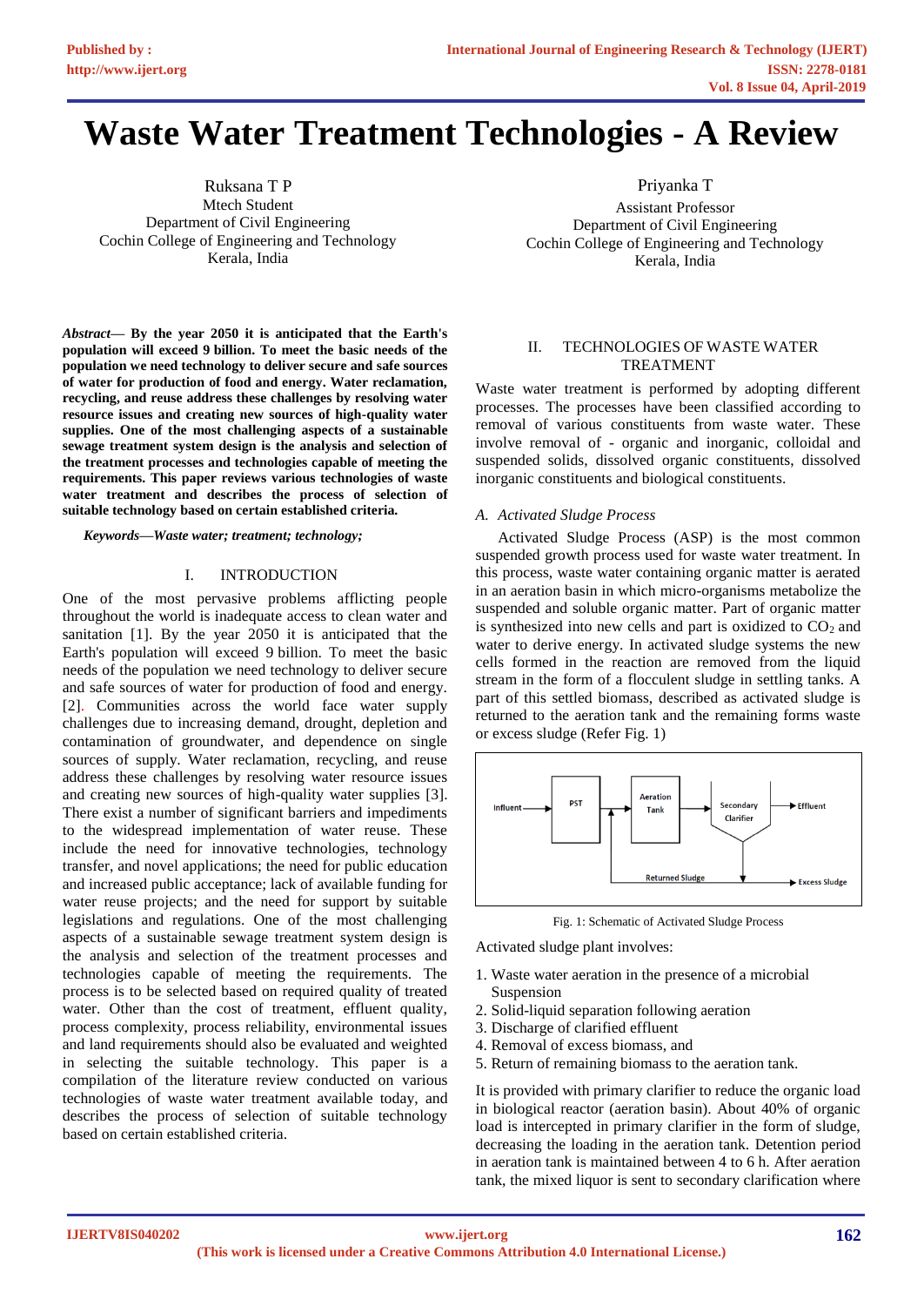# Waste Water Treatment Technologies - A Review

Ruksana T P
Mtech Student
Department of Civil Engineering
Cochin College of Engineering and Technology
Kerala, India

Priyanka T
Assistant Professor
Department of Civil Engineering
Cochin College of Engineering and Technology
Kerala, India

***Abstract*— By the year 2050 it is anticipated that the Earth's population will exceed 9 billion. To meet the basic needs of the population we need technology to deliver secure and safe sources of water for production of food and energy. Water reclamation, recycling, and reuse address these challenges by resolving water resource issues and creating new sources of high-quality water supplies. One of the most challenging aspects of a sustainable sewage treatment system design is the analysis and selection of the treatment processes and technologies capable of meeting the requirements. This paper reviews various technologies of waste water treatment and describes the process of selection of suitable technology based on certain established criteria.**

***Keywords—Waste water; treatment; technology;***

## I. INTRODUCTION

One of the most pervasive problems afflicting people throughout the world is inadequate access to clean water and sanitation [1]. By the year 2050 it is anticipated that the Earth's population will exceed 9 billion. To meet the basic needs of the population we need technology to deliver secure and safe sources of water for production of food and energy. [2]. Communities across the world face water supply challenges due to increasing demand, drought, depletion and contamination of groundwater, and dependence on single sources of supply. Water reclamation, recycling, and reuse address these challenges by resolving water resource issues and creating new sources of high-quality water supplies [3]. There exist a number of significant barriers and impediments to the widespread implementation of water reuse. These include the need for innovative technologies, technology transfer, and novel applications; the need for public education and increased public acceptance; lack of available funding for water reuse projects; and the need for support by suitable legislations and regulations. One of the most challenging aspects of a sustainable sewage treatment system design is the analysis and selection of the treatment processes and technologies capable of meeting the requirements. The process is to be selected based on required quality of treated water. Other than the cost of treatment, effluent quality, process complexity, process reliability, environmental issues and land requirements should also be evaluated and weighted in selecting the suitable technology. This paper is a compilation of the literature review conducted on various technologies of waste water treatment available today, and describes the process of selection of suitable technology based on certain established criteria.

## II. TECHNOLOGIES OF WASTE WATER TREATMENT

Waste water treatment is performed by adopting different processes. The processes have been classified according to removal of various constituents from waste water. These involve removal of - organic and inorganic, colloidal and suspended solids, dissolved organic constituents, dissolved inorganic constituents and biological constituents.

### *A. Activated Sludge Process*

Activated Sludge Process (ASP) is the most common suspended growth process used for waste water treatment. In this process, waste water containing organic matter is aerated in an aeration basin in which micro-organisms metabolize the suspended and soluble organic matter. Part of organic matter is synthesized into new cells and part is oxidized to $CO_2$ and water to derive energy. In activated sludge systems the new cells formed in the reaction are removed from the liquid stream in the form of a flocculent sludge in settling tanks. A part of this settled biomass, described as activated sludge is returned to the aeration tank and the remaining forms waste or excess sludge (Refer Fig. 1)

Influent
PST
Aeration Tank
Secondary Clarifier
Effluent
Returned Sludge
Excess Sludge

Fig. 1: Schematic of Activated Sludge Process

Activated sludge plant involves:

1. Waste water aeration in the presence of a microbial Suspension
2. Solid-liquid separation following aeration
3. Discharge of clarified effluent
4. Removal of excess biomass, and
5. Return of remaining biomass to the aeration tank.

It is provided with primary clarifier to reduce the organic load in biological reactor (aeration basin). About 40% of organic load is intercepted in primary clarifier in the form of sludge, decreasing the loading in the aeration tank. Detention period in aeration tank is maintained between 4 to 6 h. After aeration tank, the mixed liquor is sent to secondary clarification where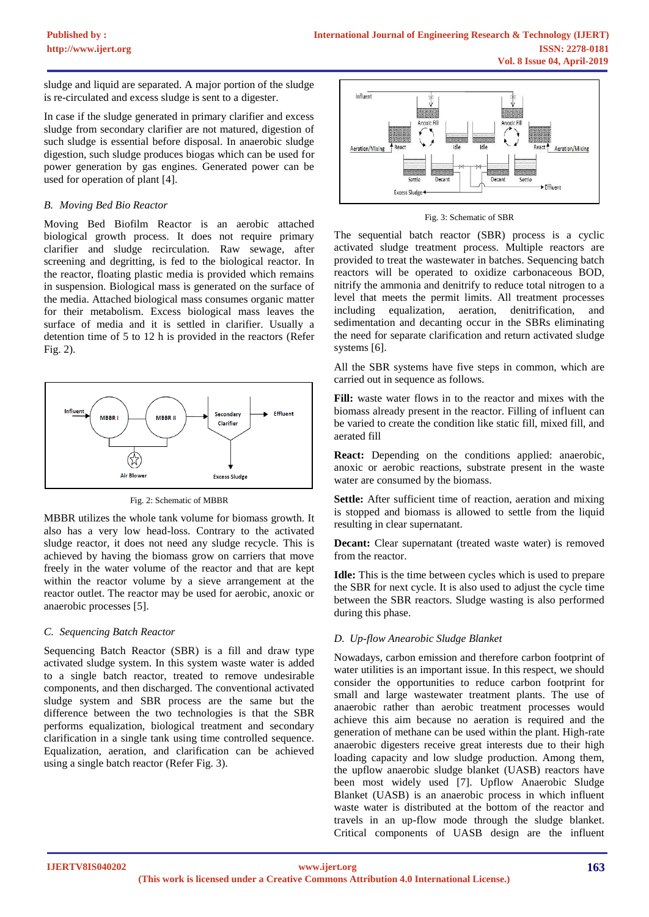sludge and liquid are separated. A major portion of the sludge is re-circulated and excess sludge is sent to a digester.

In case if the sludge generated in primary clarifier and excess sludge from secondary clarifier are not matured, digestion of such sludge is essential before disposal. In anaerobic sludge digestion, such sludge produces biogas which can be used for power generation by gas engines. Generated power can be used for operation of plant [4].

### B. Moving Bed Bio Reactor

Moving Bed Biofilm Reactor is an aerobic attached biological growth process. It does not require primary clarifier and sludge recirculation. Raw sewage, after screening and degritting, is fed to the biological reactor. In the reactor, floating plastic media is provided which remains in suspension. Biological mass is generated on the surface of the media. Attached biological mass consumes organic matter for their metabolism. Excess biological mass leaves the surface of media and it is settled in clarifier. Usually a detention time of 5 to 12 h is provided in the reactors (Refer Fig. 2).

Influent
MBBR I
MBBR II
Secondary Clarifier
Effluent
Air Blower
Excess Sludge

Fig. 2: Schematic of MBBR

MBBR utilizes the whole tank volume for biomass growth. It also has a very low head-loss. Contrary to the activated sludge reactor, it does not need any sludge recycle. This is achieved by having the biomass grow on carriers that move freely in the water volume of the reactor and that are kept within the reactor volume by a sieve arrangement at the reactor outlet. The reactor may be used for aerobic, anoxic or anaerobic processes [5].

### C. Sequencing Batch Reactor

Sequencing Batch Reactor (SBR) is a fill and draw type activated sludge system. In this system waste water is added to a single batch reactor, treated to remove undesirable components, and then discharged. The conventional activated sludge system and SBR process are the same but the difference between the two technologies is that the SBR performs equalization, biological treatment and secondary clarification in a single tank using time controlled sequence. Equalization, aeration, and clarification can be achieved using a single batch reactor (Refer Fig. 3).

Influent
Anoxic Fill
Anoxic Fill
Aeration/Mixing
React
Idle
Idle
React
Aeration/Mixing
Settle
Decant
Decant
Settle
Effluent
Excess Sludge

Fig. 3: Schematic of SBR

The sequential batch reactor (SBR) process is a cyclic activated sludge treatment process. Multiple reactors are provided to treat the wastewater in batches. Sequencing batch reactors will be operated to oxidize carbonaceous BOD, nitrify the ammonia and denitrify to reduce total nitrogen to a level that meets the permit limits. All treatment processes including equalization, aeration, denitrification, and sedimentation and decanting occur in the SBRs eliminating the need for separate clarification and return activated sludge systems [6].

All the SBR systems have five steps in common, which are carried out in sequence as follows.

**Fill:** waste water flows in to the reactor and mixes with the biomass already present in the reactor. Filling of influent can be varied to create the condition like static fill, mixed fill, and aerated fill

**React:** Depending on the conditions applied: anaerobic, anoxic or aerobic reactions, substrate present in the waste water are consumed by the biomass.

**Settle:** After sufficient time of reaction, aeration and mixing is stopped and biomass is allowed to settle from the liquid resulting in clear supernatant.

**Decant:** Clear supernatant (treated waste water) is removed from the reactor.

**Idle:** This is the time between cycles which is used to prepare the SBR for next cycle. It is also used to adjust the cycle time between the SBR reactors. Sludge wasting is also performed during this phase.

### D. Up-flow Anearobic Sludge Blanket

Nowadays, carbon emission and therefore carbon footprint of water utilities is an important issue. In this respect, we should consider the opportunities to reduce carbon footprint for small and large wastewater treatment plants. The use of anaerobic rather than aerobic treatment processes would achieve this aim because no aeration is required and the generation of methane can be used within the plant. High-rate anaerobic digesters receive great interests due to their high loading capacity and low sludge production. Among them, the upflow anaerobic sludge blanket (UASB) reactors have been most widely used [7]. Upflow Anaerobic Sludge Blanket (UASB) is an anaerobic process in which influent waste water is distributed at the bottom of the reactor and travels in an up-flow mode through the sludge blanket. Critical components of UASB design are the influent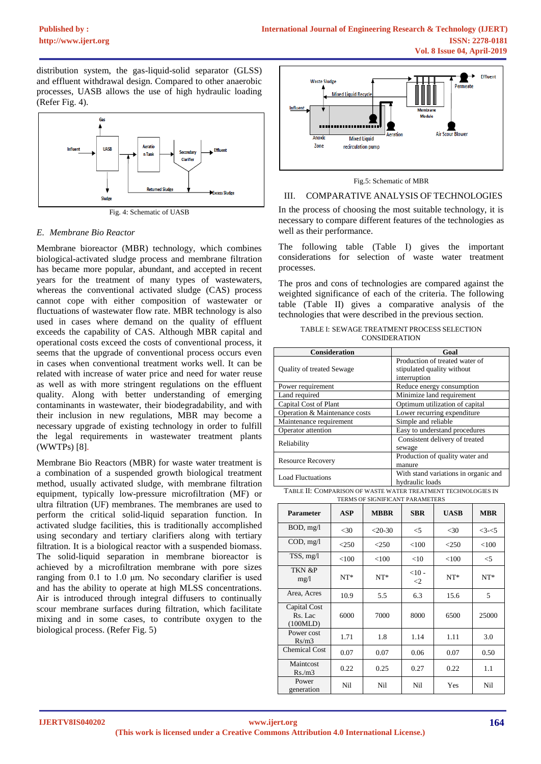distribution system, the gas-liquid-solid separator (GLSS) and effluent withdrawal design. Compared to other anaerobic processes, UASB allows the use of high hydraulic loading (Refer Fig. 4).

Gas
Influent
UASB
Aeration Tank
Secondary Clarifier
Effluent
Returned Sludge
Excess Sludge
Sludge

Fig. 4: Schematic of UASB

### *E. Membrane Bio Reactor*

Membrane bioreactor (MBR) technology, which combines biological-activated sludge process and membrane filtration has became more popular, abundant, and accepted in recent years for the treatment of many types of wastewaters, whereas the conventional activated sludge (CAS) process cannot cope with either composition of wastewater or fluctuations of wastewater flow rate. MBR technology is also used in cases where demand on the quality of effluent exceeds the capability of CAS. Although MBR capital and operational costs exceed the costs of conventional process, it seems that the upgrade of conventional process occurs even in cases when conventional treatment works well. It can be related with increase of water price and need for water reuse as well as with more stringent regulations on the effluent quality. Along with better understanding of emerging contaminants in wastewater, their biodegradability, and with their inclusion in new regulations, MBR may become a necessary upgrade of existing technology in order to fulfill the legal requirements in wastewater treatment plants (WWTPs) [8].

Membrane Bio Reactors (MBR) for waste water treatment is a combination of a suspended growth biological treatment method, usually activated sludge, with membrane filtration equipment, typically low-pressure microfiltration (MF) or ultra filtration (UF) membranes. The membranes are used to perform the critical solid-liquid separation function. In activated sludge facilities, this is traditionally accomplished using secondary and tertiary clarifiers along with tertiary filtration. It is a biological reactor with a suspended biomass. The solid-liquid separation in membrane bioreactor is achieved by a microfiltration membrane with pore sizes ranging from 0.1 to 1.0 µm. No secondary clarifier is used and has the ability to operate at high MLSS concentrations. Air is introduced through integral diffusers to continually scour membrane surfaces during filtration, which facilitate mixing and in some cases, to contribute oxygen to the biological process. (Refer Fig. 5)

Waste Sludge
Mixed Liquid Recycle
Effluent
Permeate
Influent
Membrane Module
Anoxic Zone
Mixed Liquid recirculation pump
Aeration
Air Scour Blower

Fig.5: Schematic of MBR

## III. COMPARATIVE ANALYSIS OF TECHNOLOGIES

In the process of choosing the most suitable technology, it is necessary to compare different features of the technologies as well as their performance.

The following table (Table I) gives the important considerations for selection of waste water treatment processes.

The pros and cons of technologies are compared against the weighted significance of each of the criteria. The following table (Table II) gives a comparative analysis of the technologies that were described in the previous section.

TABLE I: SEWAGE TREATMENT PROCESS SELECTION CONSIDERATION

| Consideration | Goal |
|---|---|
| Quality of treated Sewage | Production of treated water of stipulated quality without interruption |
| Power requirement | Reduce energy consumption |
| Land required | Minimize land requirement |
| Capital Cost of Plant | Optimum utilization of capital |
| Operation & Maintenance costs | Lower recurring expenditure |
| Maintenance requirement | Simple and reliable |
| Operator attention | Easy to understand procedures |
| Reliability | Consistent delivery of treated sewage |
| Resource Recovery | Production of quality water and manure |
| Load Fluctuations | With stand variations in organic and hydraulic loads |

TABLE II: COMPARISON OF WASTE WATER TREATMENT TECHNOLOGIES IN TERMS OF SIGNIFICANT PARAMETERS

| Parameter | ASP | MBBR | SBR | UASB | MBR |
|---|---|---|---|---|---|
| BOD, mg/l | <30 | <20-30 | <5 | <30 | <3-<5 |
| COD, mg/l | <250 | <250 | <100 | <250 | <100 |
| TSS, mg/l | <100 | <100 | <10 | <100 | <5 |
| TKN &P mg/l | NT* | NT* | <10 - <2 | NT* | NT* |
| Area, Acres | 10.9 | 5.5 | 6.3 | 15.6 | 5 |
| Capital Cost Rs. Lac (100MLD) | 6000 | 7000 | 8000 | 6500 | 25000 |
| Power cost Rs/m3 | 1.71 | 1.8 | 1.14 | 1.11 | 3.0 |
| Chemical Cost | 0.07 | 0.07 | 0.06 | 0.07 | 0.50 |
| Maintcost Rs./m3 | 0.22 | 0.25 | 0.27 | 0.22 | 1.1 |
| Power generation | Nil | Nil | Nil | Yes | Nil |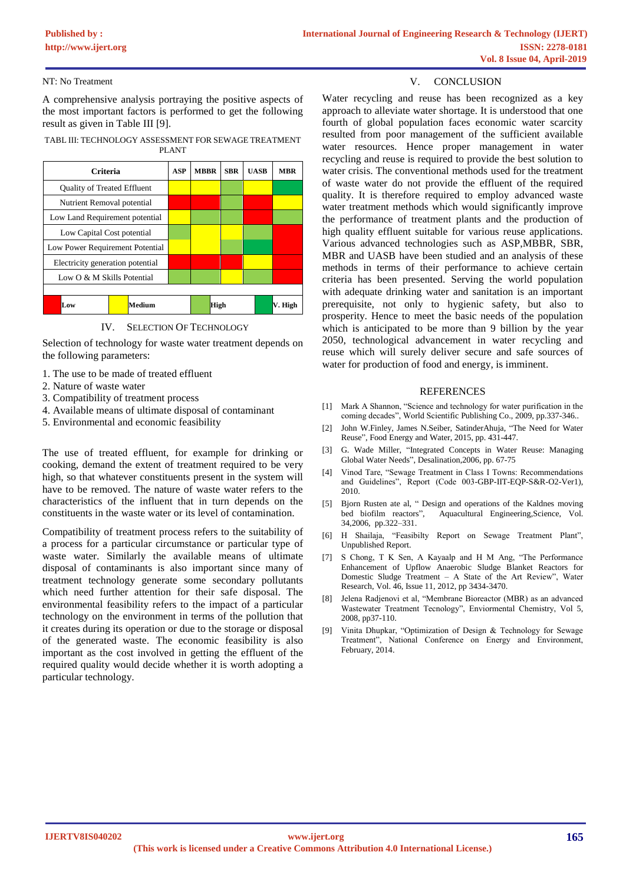NT: No Treatment

A comprehensive analysis portraying the positive aspects of the most important factors is performed to get the following result as given in Table III [9].

TABL III: TECHNOLOGY ASSESSMENT FOR SEWAGE TREATMENT PLANT

| Criteria | ASP | MBBR | SBR | UASB | MBR |
|---|---|---|---|---|---|
| Quality of Treated Effluent | Medium | Medium | High | Medium | V. High |
| Nutrient Removal potential | Low | Low | High | Low | Medium |
| Low Land Requirement potential | Medium | High | High | Low | High |
| Low Capital Cost potential | High | Medium | Medium | High | Low |
| Low Power Requirement Potential | Medium | Medium | High | V. High | Low |
| Electricity generation potential | Low | Low | Low | Medium | Low |
| Low O & M Skills Potential | High | High | Medium | High | Low |

Low | Medium | High | V. High

## IV. SELECTION OF TECHNOLOGY

Selection of technology for waste water treatment depends on the following parameters:

1. The use to be made of treated effluent
2. Nature of waste water
3. Compatibility of treatment process
4. Available means of ultimate disposal of contaminant
5. Environmental and economic feasibility

The use of treated effluent, for example for drinking or cooking, demand the extent of treatment required to be very high, so that whatever constituents present in the system will have to be removed. The nature of waste water refers to the characteristics of the influent that in turn depends on the constituents in the waste water or its level of contamination.

Compatibility of treatment process refers to the suitability of a process for a particular circumstance or particular type of waste water. Similarly the available means of ultimate disposal of contaminants is also important since many of treatment technology generate some secondary pollutants which need further attention for their safe disposal. The environmental feasibility refers to the impact of a particular technology on the environment in terms of the pollution that it creates during its operation or due to the storage or disposal of the generated waste. The economic feasibility is also important as the cost involved in getting the effluent of the required quality would decide whether it is worth adopting a particular technology.

## V. CONCLUSION

Water recycling and reuse has been recognized as a key approach to alleviate water shortage. It is understood that one fourth of global population faces economic water scarcity resulted from poor management of the sufficient available water resources. Hence proper management in water recycling and reuse is required to provide the best solution to water crisis. The conventional methods used for the treatment of waste water do not provide the effluent of the required quality. It is therefore required to employ advanced waste water treatment methods which would significantly improve the performance of treatment plants and the production of high quality effluent suitable for various reuse applications. Various advanced technologies such as ASP,MBBR, SBR, MBR and UASB have been studied and an analysis of these methods in terms of their performance to achieve certain criteria has been presented. Serving the world population with adequate drinking water and sanitation is an important prerequisite, not only to hygienic safety, but also to prosperity. Hence to meet the basic needs of the population which is anticipated to be more than 9 billion by the year 2050, technological advancement in water recycling and reuse which will surely deliver secure and safe sources of water for production of food and energy, is imminent.

## REFERENCES

[1] Mark A Shannon, "Science and technology for water purification in the coming decades", World Scientific Publishing Co., 2009, pp.337-346..

[2] John W.Finley, James N.Seiber, SatinderAhuja, "The Need for Water Reuse", Food Energy and Water, 2015, pp. 431-447.

[3] G. Wade Miller, "Integrated Concepts in Water Reuse: Managing Global Water Needs", Desalination,2006, pp. 67-75

[4] Vinod Tare, "Sewage Treatment in Class I Towns: Recommendations and Guidelines", Report (Code 003-GBP-IIT-EQP-S&R-O2-Ver1), 2010.

[5] Bjorn Rusten ate al, " Design and operations of the Kaldnes moving bed biofilm reactors", Aquacultural Engineering,Science, Vol. 34,2006, pp.322–331.

[6] H Shailaja, "Feasibilty Report on Sewage Treatment Plant", Unpublished Report.

[7] S Chong, T K Sen, A Kayaalp and H M Ang, "The Performance Enhancement of Upflow Anaerobic Sludge Blanket Reactors for Domestic Sludge Treatment – A State of the Art Review", Water Research, Vol. 46, Issue 11, 2012, pp 3434-3470.

[8] Jelena Radjenovi et al, "Membrane Bioreactor (MBR) as an advanced Wastewater Treatment Tecnology", Enviormental Chemistry, Vol 5, 2008, pp37-110.

[9] Vinita Dhupkar, "Optimization of Design & Technology for Sewage Treatment", National Conference on Energy and Environment, February, 2014.